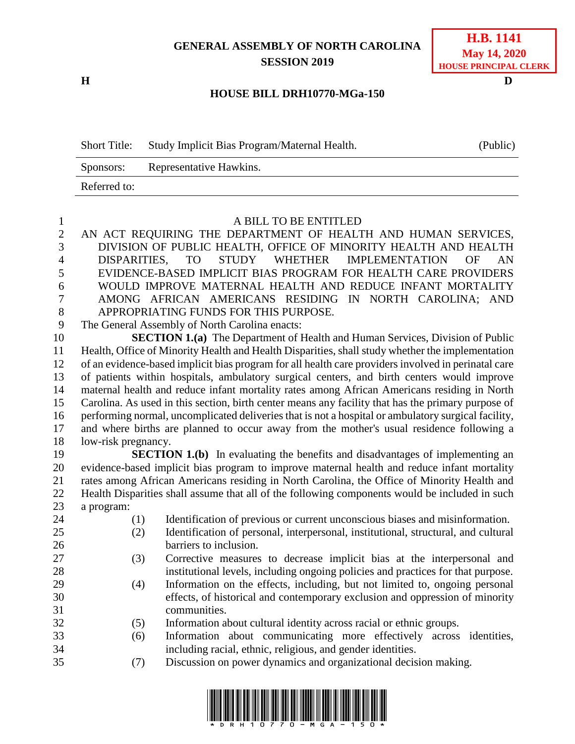**GENERAL ASSEMBLY OF NORTH CAROLINA**
**SESSION 2019**

**H.B. 1141**
**May 14, 2020**
**HOUSE PRINCIPAL CLERK**

**H** **D**

**HOUSE BILL DRH10770-MGa-150**

| Short Title: | Study Implicit Bias Program/Maternal Health. | (Public) |
|---|---|---|
| Sponsors: | Representative Hawkins. | |
| Referred to: | | |

A BILL TO BE ENTITLED

AN ACT REQUIRING THE DEPARTMENT OF HEALTH AND HUMAN SERVICES, DIVISION OF PUBLIC HEALTH, OFFICE OF MINORITY HEALTH AND HEALTH DISPARITIES, TO STUDY WHETHER IMPLEMENTATION OF AN EVIDENCE-BASED IMPLICIT BIAS PROGRAM FOR HEALTH CARE PROVIDERS WOULD IMPROVE MATERNAL HEALTH AND REDUCE INFANT MORTALITY AMONG AFRICAN AMERICANS RESIDING IN NORTH CAROLINA; AND APPROPRIATING FUNDS FOR THIS PURPOSE.

The General Assembly of North Carolina enacts:

**SECTION 1.(a)** The Department of Health and Human Services, Division of Public Health, Office of Minority Health and Health Disparities, shall study whether the implementation of an evidence-based implicit bias program for all health care providers involved in perinatal care of patients within hospitals, ambulatory surgical centers, and birth centers would improve maternal health and reduce infant mortality rates among African Americans residing in North Carolina. As used in this section, birth center means any facility that has the primary purpose of performing normal, uncomplicated deliveries that is not a hospital or ambulatory surgical facility, and where births are planned to occur away from the mother's usual residence following a low-risk pregnancy.

**SECTION 1.(b)** In evaluating the benefits and disadvantages of implementing an evidence-based implicit bias program to improve maternal health and reduce infant mortality rates among African Americans residing in North Carolina, the Office of Minority Health and Health Disparities shall assume that all of the following components would be included in such a program:

(1) Identification of previous or current unconscious biases and misinformation.
(2) Identification of personal, interpersonal, institutional, structural, and cultural barriers to inclusion.
(3) Corrective measures to decrease implicit bias at the interpersonal and institutional levels, including ongoing policies and practices for that purpose.
(4) Information on the effects, including, but not limited to, ongoing personal effects, of historical and contemporary exclusion and oppression of minority communities.
(5) Information about cultural identity across racial or ethnic groups.
(6) Information about communicating more effectively across identities, including racial, ethnic, religious, and gender identities.
(7) Discussion on power dynamics and organizational decision making.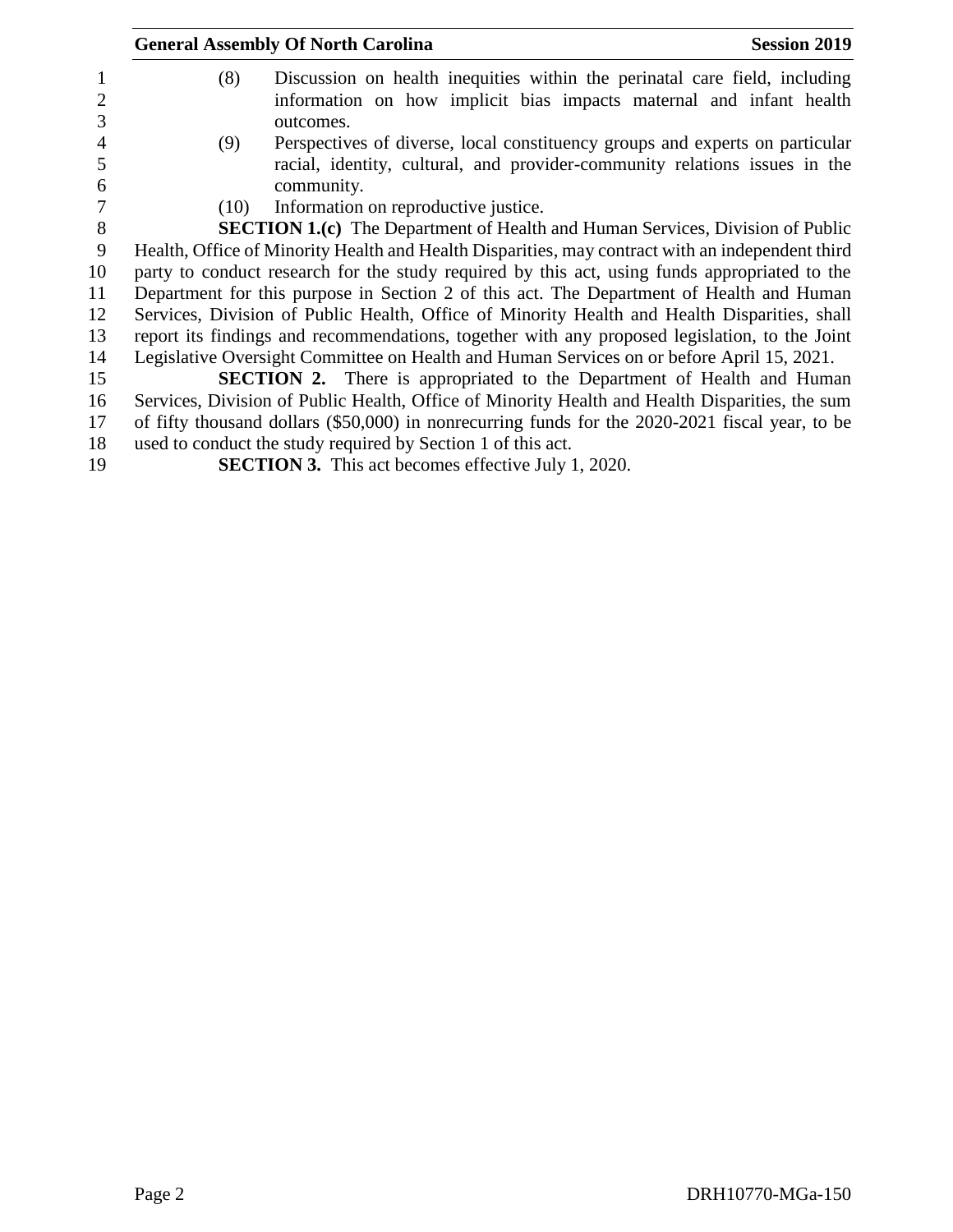(8) Discussion on health inequities within the perinatal care field, including information on how implicit bias impacts maternal and infant health outcomes.

(9) Perspectives of diverse, local constituency groups and experts on particular racial, identity, cultural, and provider-community relations issues in the community.

(10) Information on reproductive justice.

**SECTION 1.(c)** The Department of Health and Human Services, Division of Public Health, Office of Minority Health and Health Disparities, may contract with an independent third party to conduct research for the study required by this act, using funds appropriated to the Department for this purpose in Section 2 of this act. The Department of Health and Human Services, Division of Public Health, Office of Minority Health and Health Disparities, shall report its findings and recommendations, together with any proposed legislation, to the Joint Legislative Oversight Committee on Health and Human Services on or before April 15, 2021.

**SECTION 2.** There is appropriated to the Department of Health and Human Services, Division of Public Health, Office of Minority Health and Health Disparities, the sum of fifty thousand dollars ($50,000) in nonrecurring funds for the 2020-2021 fiscal year, to be used to conduct the study required by Section 1 of this act.

**SECTION 3.** This act becomes effective July 1, 2020.